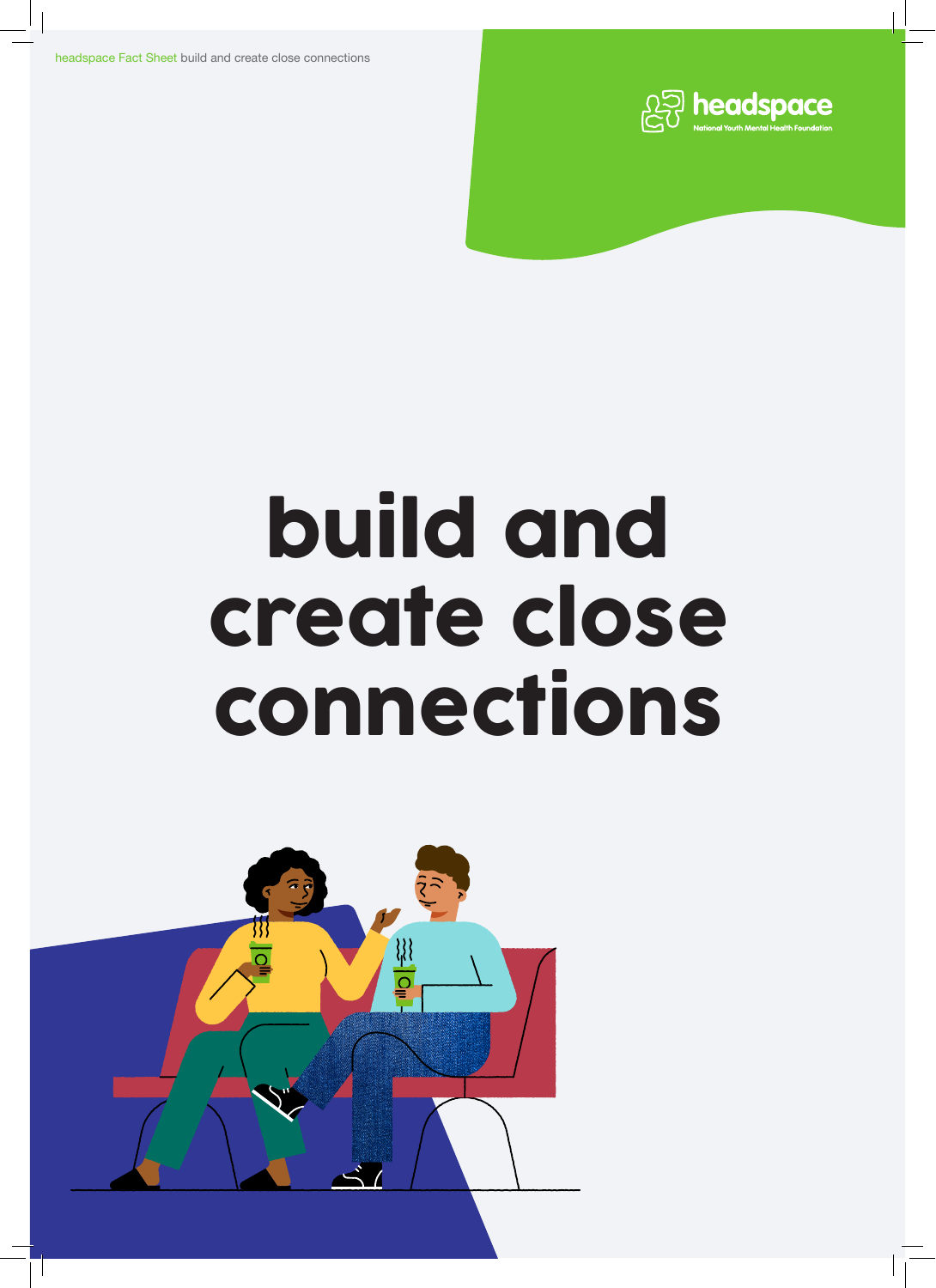headspace Fact Sheet build and create close connections

headspace
National Youth Mental Health Foundation

# build and create close connections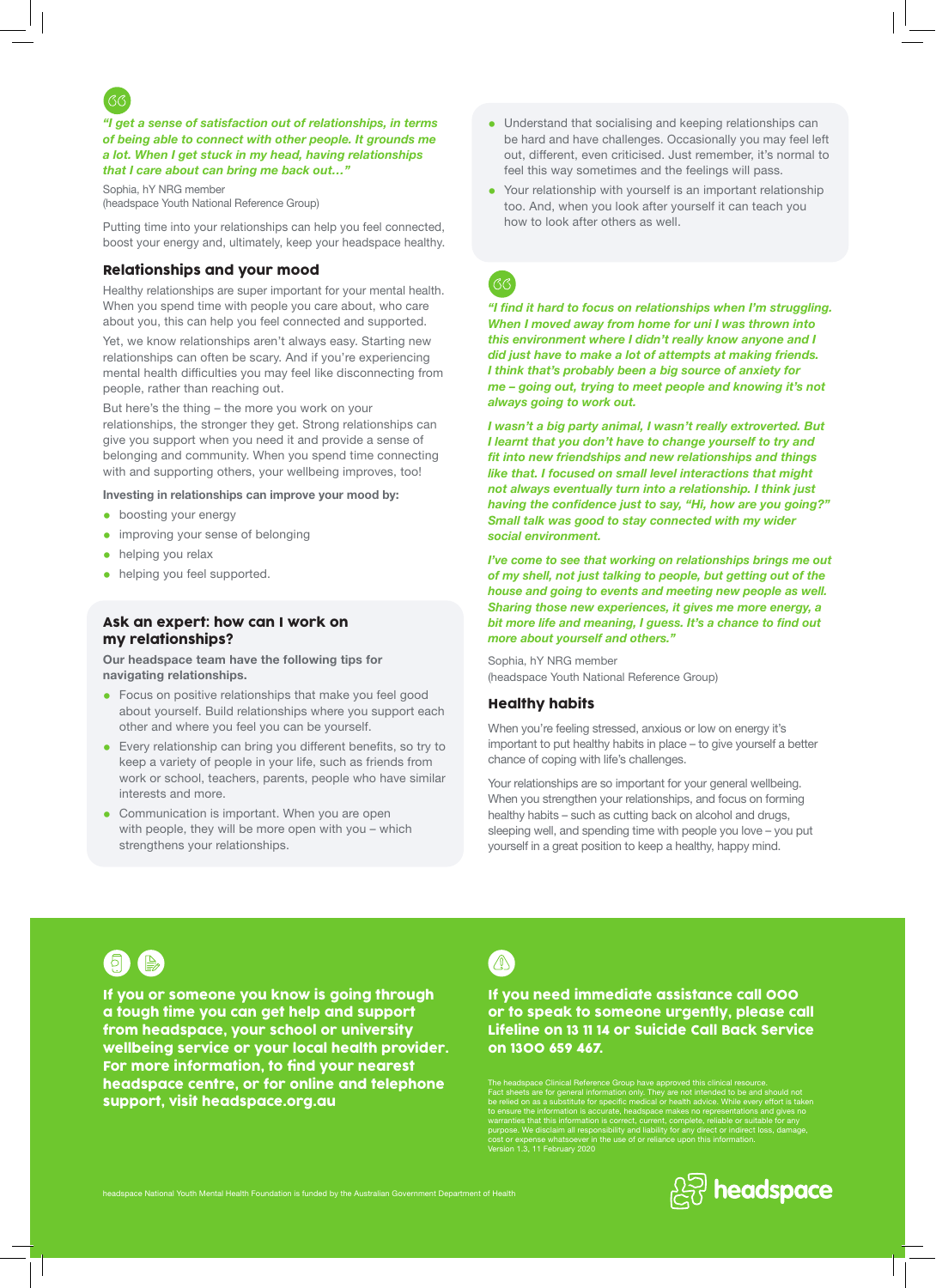***"I get a sense of satisfaction out of relationships, in terms of being able to connect with other people. It grounds me a lot. When I get stuck in my head, having relationships that I care about can bring me back out…"***

Sophia, hY NRG member
(headspace Youth National Reference Group)

Putting time into your relationships can help you feel connected, boost your energy and, ultimately, keep your headspace healthy.

## Relationships and your mood

Healthy relationships are super important for your mental health. When you spend time with people you care about, who care about you, this can help you feel connected and supported.

Yet, we know relationships aren't always easy. Starting new relationships can often be scary. And if you're experiencing mental health difficulties you may feel like disconnecting from people, rather than reaching out.

But here's the thing – the more you work on your relationships, the stronger they get. Strong relationships can give you support when you need it and provide a sense of belonging and community. When you spend time connecting with and supporting others, your wellbeing improves, too!

**Investing in relationships can improve your mood by:**

- boosting your energy
- improving your sense of belonging
- helping you relax
- helping you feel supported.

## Ask an expert: how can I work on my relationships?

**Our headspace team have the following tips for navigating relationships.**

- Focus on positive relationships that make you feel good about yourself. Build relationships where you support each other and where you feel you can be yourself.
- Every relationship can bring you different benefits, so try to keep a variety of people in your life, such as friends from work or school, teachers, parents, people who have similar interests and more.
- Communication is important. When you are open with people, they will be more open with you – which strengthens your relationships.
- Understand that socialising and keeping relationships can be hard and have challenges. Occasionally you may feel left out, different, even criticised. Just remember, it's normal to feel this way sometimes and the feelings will pass.
- Your relationship with yourself is an important relationship too. And, when you look after yourself it can teach you how to look after others as well.

***"I find it hard to focus on relationships when I'm struggling. When I moved away from home for uni I was thrown into this environment where I didn't really know anyone and I did just have to make a lot of attempts at making friends. I think that's probably been a big source of anxiety for me – going out, trying to meet people and knowing it's not always going to work out.***

***I wasn't a big party animal, I wasn't really extroverted. But I learnt that you don't have to change yourself to try and fit into new friendships and new relationships and things like that. I focused on small level interactions that might not always eventually turn into a relationship. I think just having the confidence just to say, "Hi, how are you going?" Small talk was good to stay connected with my wider social environment.***

***I've come to see that working on relationships brings me out of my shell, not just talking to people, but getting out of the house and going to events and meeting new people as well. Sharing those new experiences, it gives me more energy, a bit more life and meaning, I guess. It's a chance to find out more about yourself and others."***

Sophia, hY NRG member
(headspace Youth National Reference Group)

## Healthy habits

When you're feeling stressed, anxious or low on energy it's important to put healthy habits in place – to give yourself a better chance of coping with life's challenges.

Your relationships are so important for your general wellbeing. When you strengthen your relationships, and focus on forming healthy habits – such as cutting back on alcohol and drugs, sleeping well, and spending time with people you love – you put yourself in a great position to keep a healthy, happy mind.

**If you or someone you know is going through a tough time you can get help and support from headspace, your school or university wellbeing service or your local health provider. For more information, to find your nearest headspace centre, or for online and telephone support, visit headspace.org.au**

**If you need immediate assistance call 000 or to speak to someone urgently, please call Lifeline on 13 11 14 or Suicide Call Back Service on 1300 659 467.**

The headspace Clinical Reference Group have approved this clinical resource.
Fact sheets are for general information only. They are not intended to be and should not be relied on as a substitute for specific medical or health advice. While every effort is taken to ensure the information is accurate, headspace makes no representations and gives no warranties that this information is correct, current, complete, reliable or suitable for any purpose. We disclaim all responsibility and liability for any direct or indirect loss, damage, cost or expense whatsoever in the use of or reliance upon this information.
Version 1.3, 11 February 2020

headspace National Youth Mental Health Foundation is funded by the Australian Government Department of Health

headspace